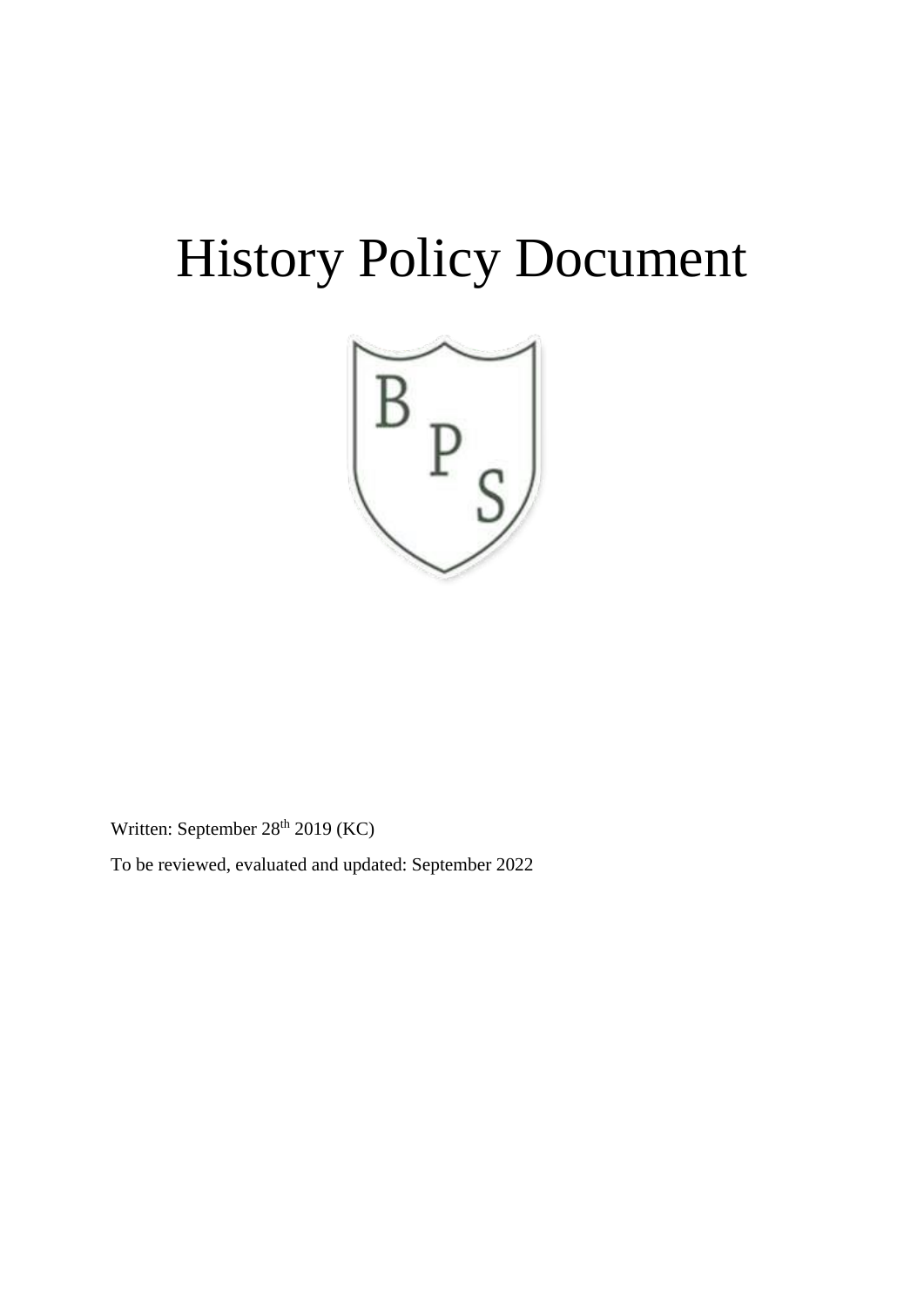# History Policy Document

Written: September 28th 2019 (KC)

To be reviewed, evaluated and updated: September 2022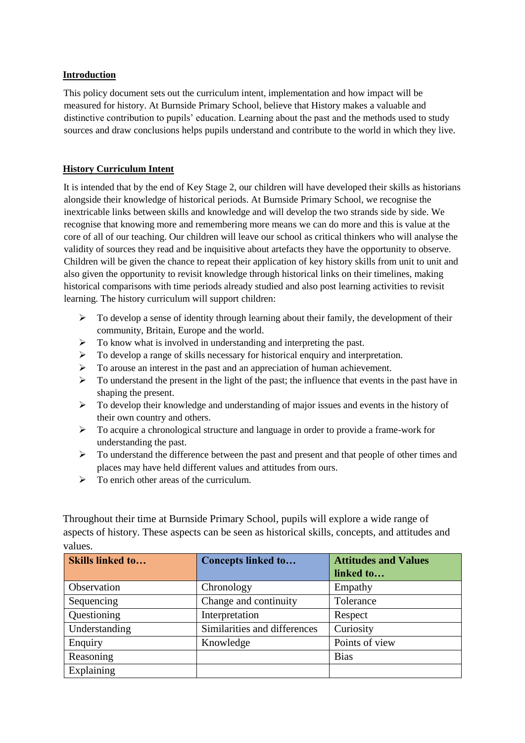**Introduction**

This policy document sets out the curriculum intent, implementation and how impact will be measured for history. At Burnside Primary School, believe that History makes a valuable and distinctive contribution to pupils' education. Learning about the past and the methods used to study sources and draw conclusions helps pupils understand and contribute to the world in which they live.

**History Curriculum Intent**

It is intended that by the end of Key Stage 2, our children will have developed their skills as historians alongside their knowledge of historical periods. At Burnside Primary School, we recognise the inextricable links between skills and knowledge and will develop the two strands side by side. We recognise that knowing more and remembering more means we can do more and this is value at the core of all of our teaching. Our children will leave our school as critical thinkers who will analyse the validity of sources they read and be inquisitive about artefacts they have the opportunity to observe. Children will be given the chance to repeat their application of key history skills from unit to unit and also given the opportunity to revisit knowledge through historical links on their timelines, making historical comparisons with time periods already studied and also post learning activities to revisit learning. The history curriculum will support children:

- To develop a sense of identity through learning about their family, the development of their community, Britain, Europe and the world.
- To know what is involved in understanding and interpreting the past.
- To develop a range of skills necessary for historical enquiry and interpretation.
- To arouse an interest in the past and an appreciation of human achievement.
- To understand the present in the light of the past; the influence that events in the past have in shaping the present.
- To develop their knowledge and understanding of major issues and events in the history of their own country and others.
- To acquire a chronological structure and language in order to provide a frame-work for understanding the past.
- To understand the difference between the past and present and that people of other times and places may have held different values and attitudes from ours.
- To enrich other areas of the curriculum.

Throughout their time at Burnside Primary School, pupils will explore a wide range of aspects of history. These aspects can be seen as historical skills, concepts, and attitudes and values.

| **Skills linked to…** | **Concepts linked to…** | **Attitudes and Values linked to…** |
| --- | --- | --- |
| Observation | Chronology | Empathy |
| Sequencing | Change and continuity | Tolerance |
| Questioning | Interpretation | Respect |
| Understanding | Similarities and differences | Curiosity |
| Enquiry | Knowledge | Points of view |
| Reasoning | | Bias |
| Explaining | | |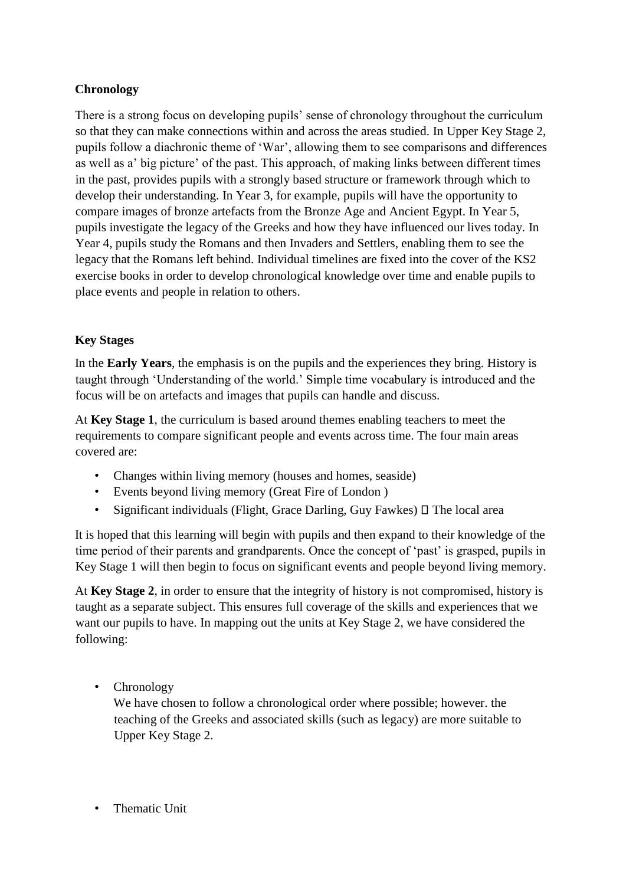**Chronology**

There is a strong focus on developing pupils' sense of chronology throughout the curriculum so that they can make connections within and across the areas studied. In Upper Key Stage 2, pupils follow a diachronic theme of 'War', allowing them to see comparisons and differences as well as a' big picture' of the past. This approach, of making links between different times in the past, provides pupils with a strongly based structure or framework through which to develop their understanding. In Year 3, for example, pupils will have the opportunity to compare images of bronze artefacts from the Bronze Age and Ancient Egypt. In Year 5, pupils investigate the legacy of the Greeks and how they have influenced our lives today. In Year 4, pupils study the Romans and then Invaders and Settlers, enabling them to see the legacy that the Romans left behind. Individual timelines are fixed into the cover of the KS2 exercise books in order to develop chronological knowledge over time and enable pupils to place events and people in relation to others.

**Key Stages**

In the **Early Years**, the emphasis is on the pupils and the experiences they bring. History is taught through 'Understanding of the world.' Simple time vocabulary is introduced and the focus will be on artefacts and images that pupils can handle and discuss.

At **Key Stage 1**, the curriculum is based around themes enabling teachers to meet the requirements to compare significant people and events across time. The four main areas covered are:

- Changes within living memory (houses and homes, seaside)
- Events beyond living memory (Great Fire of London )
- Significant individuals (Flight, Grace Darling, Guy Fawkes)  The local area

It is hoped that this learning will begin with pupils and then expand to their knowledge of the time period of their parents and grandparents. Once the concept of 'past' is grasped, pupils in Key Stage 1 will then begin to focus on significant events and people beyond living memory.

At **Key Stage 2**, in order to ensure that the integrity of history is not compromised, history is taught as a separate subject. This ensures full coverage of the skills and experiences that we want our pupils to have. In mapping out the units at Key Stage 2, we have considered the following:

- Chronology
  We have chosen to follow a chronological order where possible; however. the teaching of the Greeks and associated skills (such as legacy) are more suitable to Upper Key Stage 2.

- Thematic Unit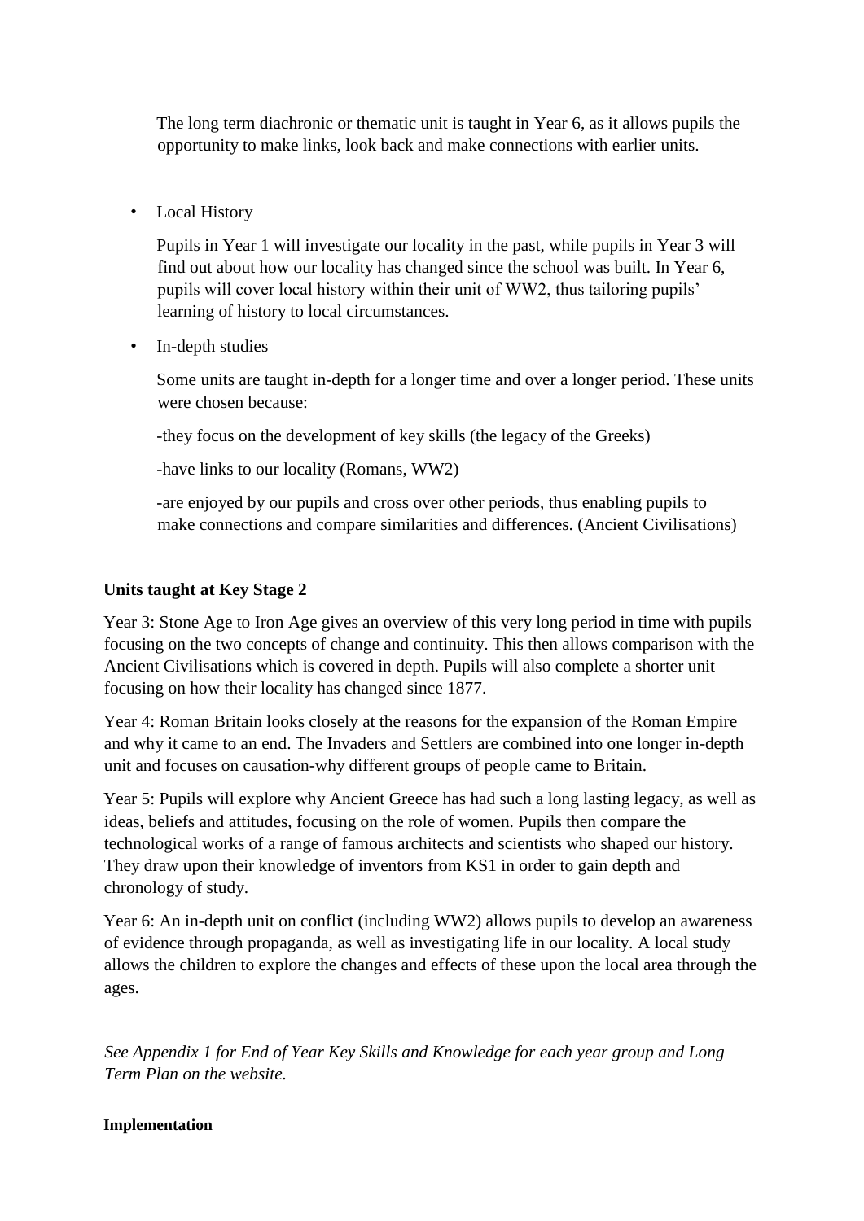The long term diachronic or thematic unit is taught in Year 6, as it allows pupils the opportunity to make links, look back and make connections with earlier units.

- Local History

  Pupils in Year 1 will investigate our locality in the past, while pupils in Year 3 will find out about how our locality has changed since the school was built. In Year 6, pupils will cover local history within their unit of WW2, thus tailoring pupils' learning of history to local circumstances.

- In-depth studies

  Some units are taught in-depth for a longer time and over a longer period. These units were chosen because:

  -they focus on the development of key skills (the legacy of the Greeks)

  -have links to our locality (Romans, WW2)

  -are enjoyed by our pupils and cross over other periods, thus enabling pupils to make connections and compare similarities and differences. (Ancient Civilisations)

**Units taught at Key Stage 2**

Year 3: Stone Age to Iron Age gives an overview of this very long period in time with pupils focusing on the two concepts of change and continuity. This then allows comparison with the Ancient Civilisations which is covered in depth. Pupils will also complete a shorter unit focusing on how their locality has changed since 1877.

Year 4: Roman Britain looks closely at the reasons for the expansion of the Roman Empire and why it came to an end. The Invaders and Settlers are combined into one longer in-depth unit and focuses on causation-why different groups of people came to Britain.

Year 5: Pupils will explore why Ancient Greece has had such a long lasting legacy, as well as ideas, beliefs and attitudes, focusing on the role of women. Pupils then compare the technological works of a range of famous architects and scientists who shaped our history. They draw upon their knowledge of inventors from KS1 in order to gain depth and chronology of study.

Year 6: An in-depth unit on conflict (including WW2) allows pupils to develop an awareness of evidence through propaganda, as well as investigating life in our locality. A local study allows the children to explore the changes and effects of these upon the local area through the ages.

*See Appendix 1 for End of Year Key Skills and Knowledge for each year group and Long Term Plan on the website.*

**Implementation**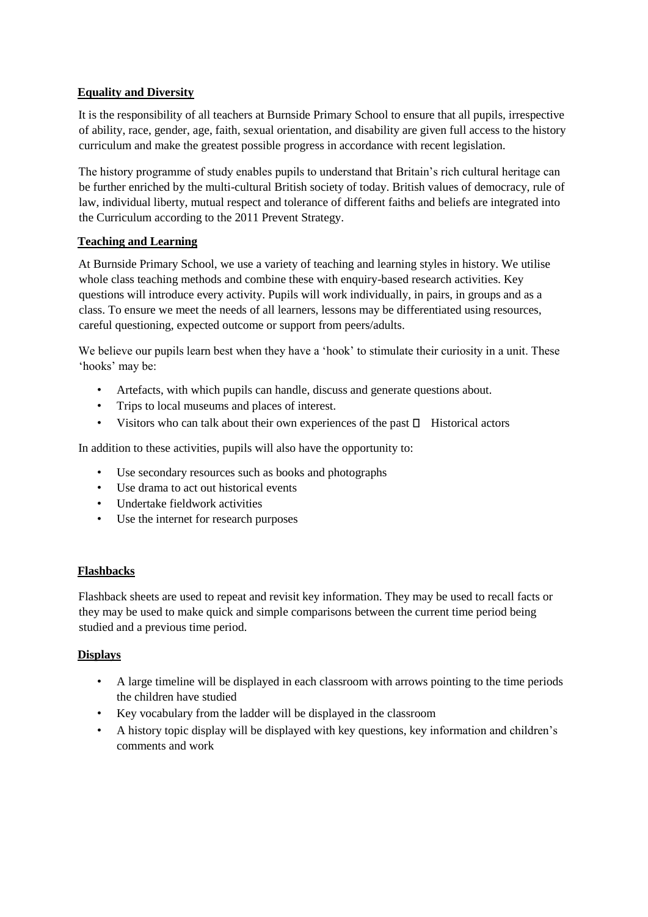## Equality and Diversity

It is the responsibility of all teachers at Burnside Primary School to ensure that all pupils, irrespective of ability, race, gender, age, faith, sexual orientation, and disability are given full access to the history curriculum and make the greatest possible progress in accordance with recent legislation.

The history programme of study enables pupils to understand that Britain's rich cultural heritage can be further enriched by the multi-cultural British society of today. British values of democracy, rule of law, individual liberty, mutual respect and tolerance of different faiths and beliefs are integrated into the Curriculum according to the 2011 Prevent Strategy.

## Teaching and Learning

At Burnside Primary School, we use a variety of teaching and learning styles in history. We utilise whole class teaching methods and combine these with enquiry-based research activities. Key questions will introduce every activity. Pupils will work individually, in pairs, in groups and as a class. To ensure we meet the needs of all learners, lessons may be differentiated using resources, careful questioning, expected outcome or support from peers/adults.

We believe our pupils learn best when they have a 'hook' to stimulate their curiosity in a unit. These 'hooks' may be:

- Artefacts, with which pupils can handle, discuss and generate questions about.
- Trips to local museums and places of interest.
- Visitors who can talk about their own experiences of the past  Historical actors

In addition to these activities, pupils will also have the opportunity to:

- Use secondary resources such as books and photographs
- Use drama to act out historical events
- Undertake fieldwork activities
- Use the internet for research purposes

## Flashbacks

Flashback sheets are used to repeat and revisit key information. They may be used to recall facts or they may be used to make quick and simple comparisons between the current time period being studied and a previous time period.

## Displays

- A large timeline will be displayed in each classroom with arrows pointing to the time periods the children have studied
- Key vocabulary from the ladder will be displayed in the classroom
- A history topic display will be displayed with key questions, key information and children's comments and work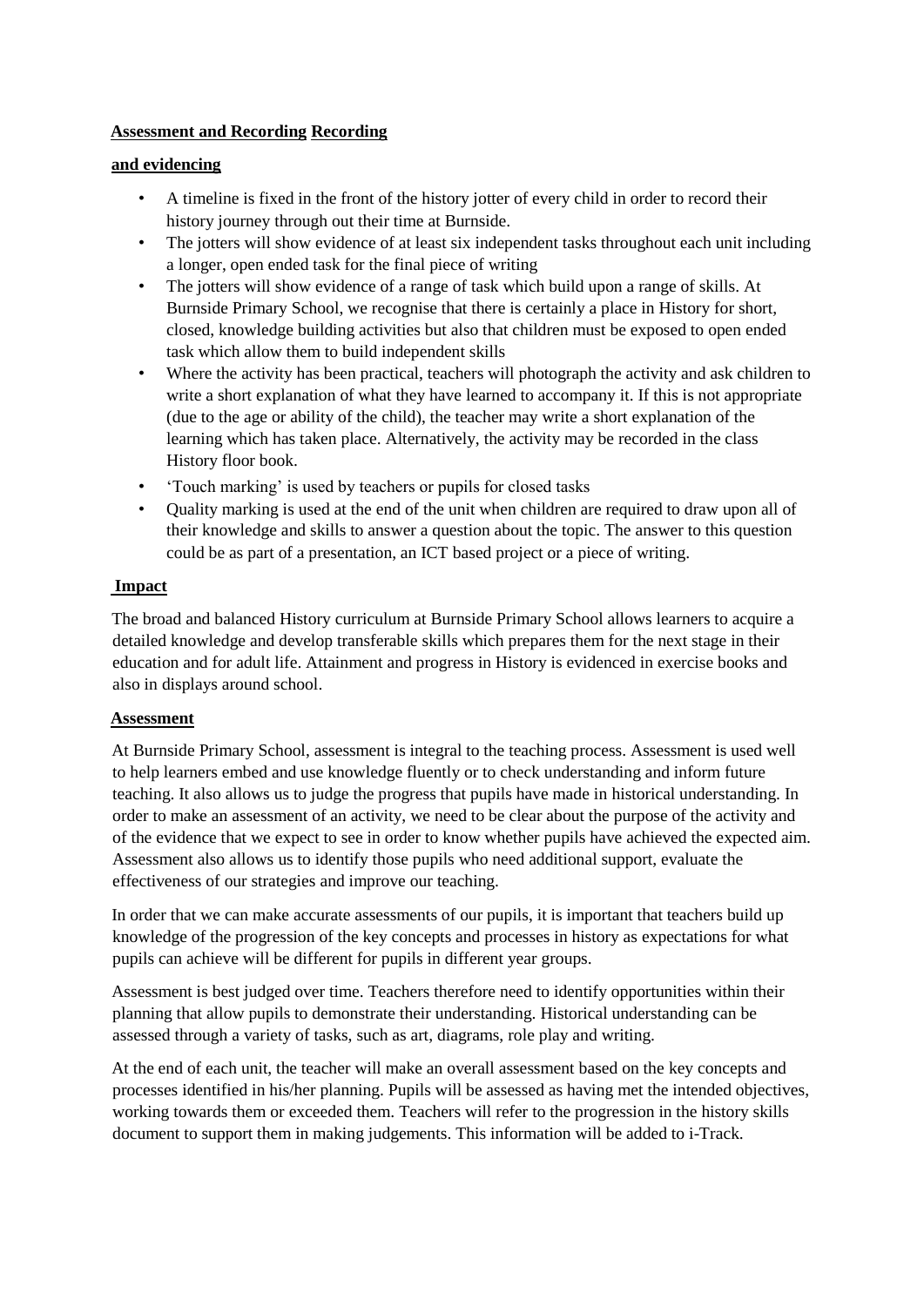**Assessment and Recording Recording**

**and evidencing**

- A timeline is fixed in the front of the history jotter of every child in order to record their history journey through out their time at Burnside.
- The jotters will show evidence of at least six independent tasks throughout each unit including a longer, open ended task for the final piece of writing
- The jotters will show evidence of a range of task which build upon a range of skills. At Burnside Primary School, we recognise that there is certainly a place in History for short, closed, knowledge building activities but also that children must be exposed to open ended task which allow them to build independent skills
- Where the activity has been practical, teachers will photograph the activity and ask children to write a short explanation of what they have learned to accompany it. If this is not appropriate (due to the age or ability of the child), the teacher may write a short explanation of the learning which has taken place. Alternatively, the activity may be recorded in the class History floor book.
- 'Touch marking' is used by teachers or pupils for closed tasks
- Quality marking is used at the end of the unit when children are required to draw upon all of their knowledge and skills to answer a question about the topic. The answer to this question could be as part of a presentation, an ICT based project or a piece of writing.

**Impact**

The broad and balanced History curriculum at Burnside Primary School allows learners to acquire a detailed knowledge and develop transferable skills which prepares them for the next stage in their education and for adult life. Attainment and progress in History is evidenced in exercise books and also in displays around school.

**Assessment**

At Burnside Primary School, assessment is integral to the teaching process. Assessment is used well to help learners embed and use knowledge fluently or to check understanding and inform future teaching. It also allows us to judge the progress that pupils have made in historical understanding. In order to make an assessment of an activity, we need to be clear about the purpose of the activity and of the evidence that we expect to see in order to know whether pupils have achieved the expected aim. Assessment also allows us to identify those pupils who need additional support, evaluate the effectiveness of our strategies and improve our teaching.

In order that we can make accurate assessments of our pupils, it is important that teachers build up knowledge of the progression of the key concepts and processes in history as expectations for what pupils can achieve will be different for pupils in different year groups.

Assessment is best judged over time. Teachers therefore need to identify opportunities within their planning that allow pupils to demonstrate their understanding. Historical understanding can be assessed through a variety of tasks, such as art, diagrams, role play and writing.

At the end of each unit, the teacher will make an overall assessment based on the key concepts and processes identified in his/her planning. Pupils will be assessed as having met the intended objectives, working towards them or exceeded them. Teachers will refer to the progression in the history skills document to support them in making judgements. This information will be added to i-Track.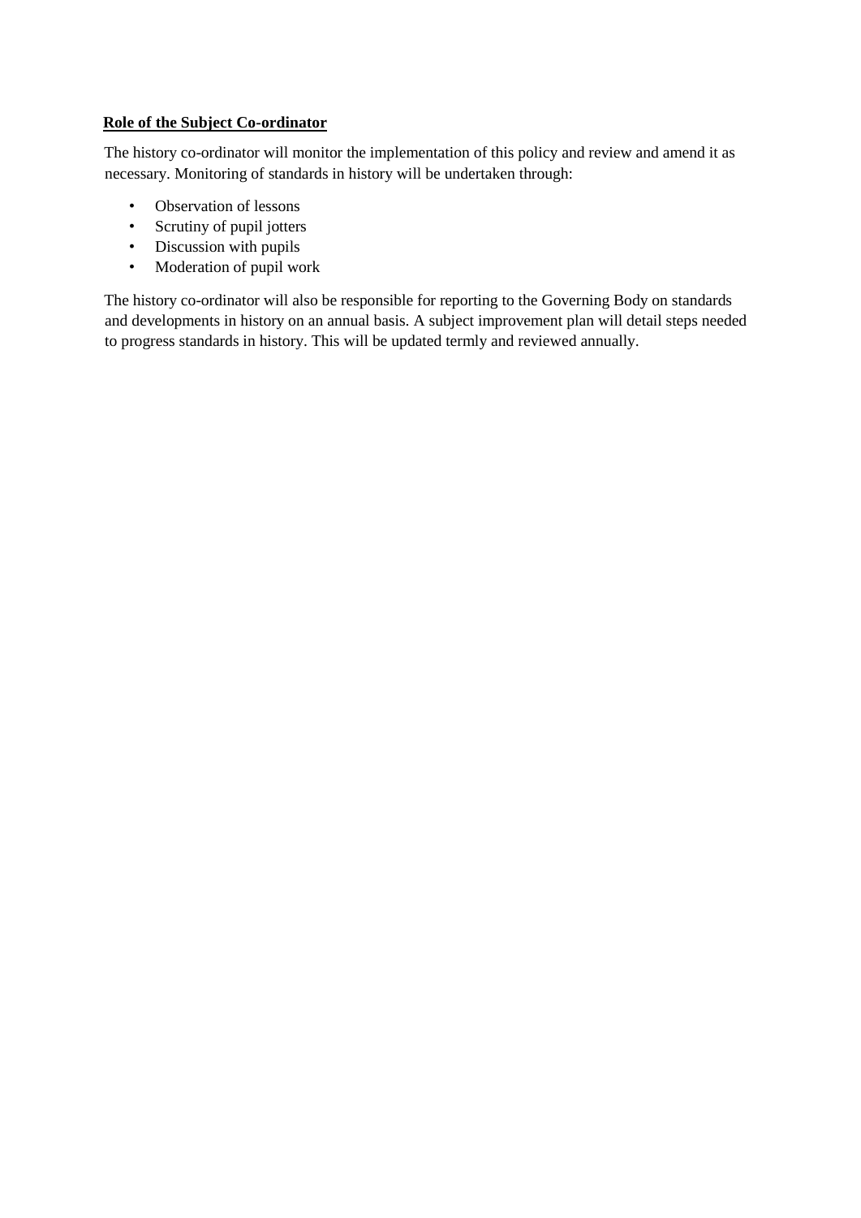**Role of the Subject Co-ordinator**

The history co-ordinator will monitor the implementation of this policy and review and amend it as necessary. Monitoring of standards in history will be undertaken through:

- Observation of lessons
- Scrutiny of pupil jotters
- Discussion with pupils
- Moderation of pupil work

The history co-ordinator will also be responsible for reporting to the Governing Body on standards and developments in history on an annual basis. A subject improvement plan will detail steps needed to progress standards in history. This will be updated termly and reviewed annually.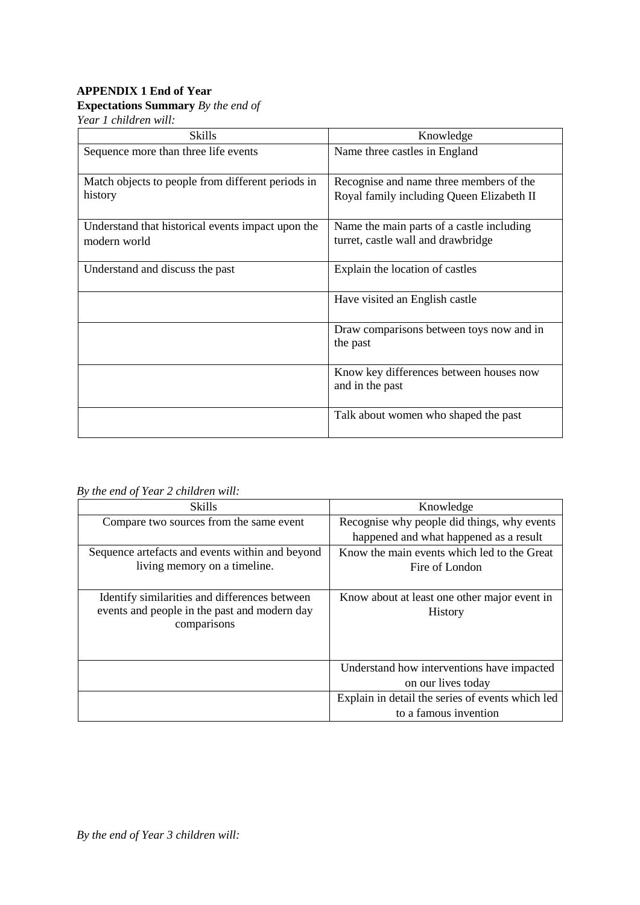**APPENDIX 1 End of Year**

**Expectations Summary** *By the end of Year 1 children will:*

| Skills | Knowledge |
| --- | --- |
| Sequence more than three life events | Name three castles in England |
| Match objects to people from different periods in history | Recognise and name three members of the Royal family including Queen Elizabeth II |
| Understand that historical events impact upon the modern world | Name the main parts of a castle including turret, castle wall and drawbridge |
| Understand and discuss the past | Explain the location of castles |
| | Have visited an English castle |
| | Draw comparisons between toys now and in the past |
| | Know key differences between houses now and in the past |
| | Talk about women who shaped the past |

*By the end of Year 2 children will:*

| Skills | Knowledge |
| --- | --- |
| Compare two sources from the same event | Recognise why people did things, why events happened and what happened as a result |
| Sequence artefacts and events within and beyond living memory on a timeline. | Know the main events which led to the Great Fire of London |
| Identify similarities and differences between events and people in the past and modern day comparisons | Know about at least one other major event in History |
| | Understand how interventions have impacted on our lives today |
| | Explain in detail the series of events which led to a famous invention |

*By the end of Year 3 children will:*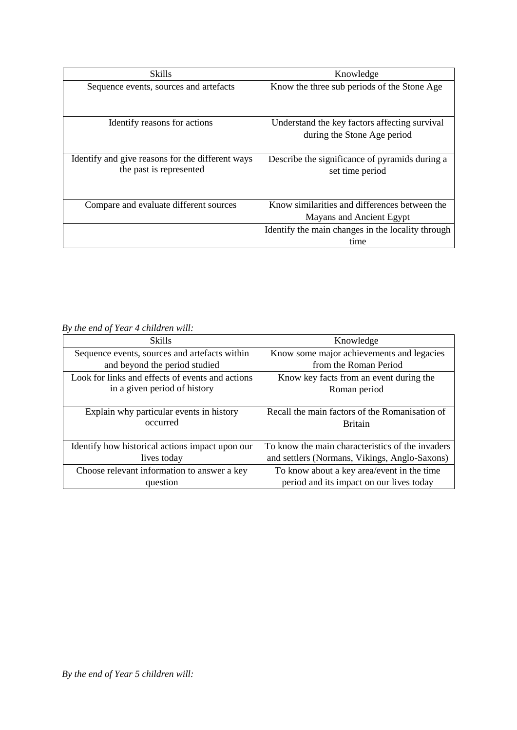| Skills | Knowledge |
|---|---|
| Sequence events, sources and artefacts | Know the three sub periods of the Stone Age |
| Identify reasons for actions | Understand the key factors affecting survival during the Stone Age period |
| Identify and give reasons for the different ways the past is represented | Describe the significance of pyramids during a set time period |
| Compare and evaluate different sources | Know similarities and differences between the Mayans and Ancient Egypt |
| | Identify the main changes in the locality through time |

*By the end of Year 4 children will:*

| Skills | Knowledge |
|---|---|
| Sequence events, sources and artefacts within and beyond the period studied | Know some major achievements and legacies from the Roman Period |
| Look for links and effects of events and actions in a given period of history | Know key facts from an event during the Roman period |
| Explain why particular events in history occurred | Recall the main factors of the Romanisation of Britain |
| Identify how historical actions impact upon our lives today | To know the main characteristics of the invaders and settlers (Normans, Vikings, Anglo-Saxons) |
| Choose relevant information to answer a key question | To know about a key area/event in the time period and its impact on our lives today |

*By the end of Year 5 children will:*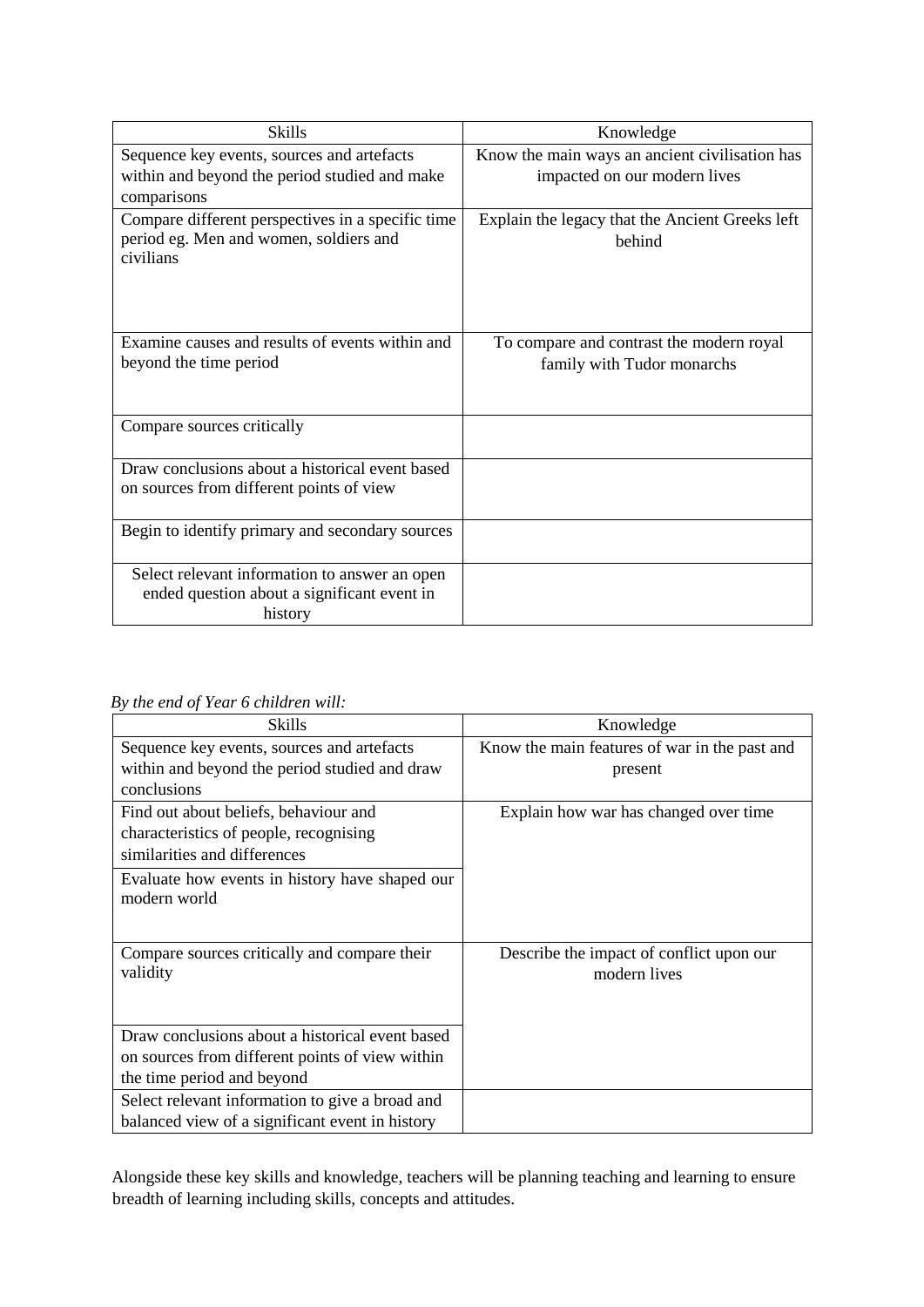| Skills | Knowledge |
|---|---|
| Sequence key events, sources and artefacts within and beyond the period studied and make comparisons | Know the main ways an ancient civilisation has impacted on our modern lives |
| Compare different perspectives in a specific time period eg. Men and women, soldiers and civilians | Explain the legacy that the Ancient Greeks left behind |
| Examine causes and results of events within and beyond the time period | To compare and contrast the modern royal family with Tudor monarchs |
| Compare sources critically | |
| Draw conclusions about a historical event based on sources from different points of view | |
| Begin to identify primary and secondary sources | |
| Select relevant information to answer an open ended question about a significant event in history | |

*By the end of Year 6 children will:*

| Skills | Knowledge |
|---|---|
| Sequence key events, sources and artefacts within and beyond the period studied and draw conclusions | Know the main features of war in the past and present |
| Find out about beliefs, behaviour and characteristics of people, recognising similarities and differences | Explain how war has changed over time |
| Evaluate how events in history have shaped our modern world | |
| Compare sources critically and compare their validity | Describe the impact of conflict upon our modern lives |
| Draw conclusions about a historical event based on sources from different points of view within the time period and beyond | |
| Select relevant information to give a broad and balanced view of a significant event in history | |

Alongside these key skills and knowledge, teachers will be planning teaching and learning to ensure breadth of learning including skills, concepts and attitudes.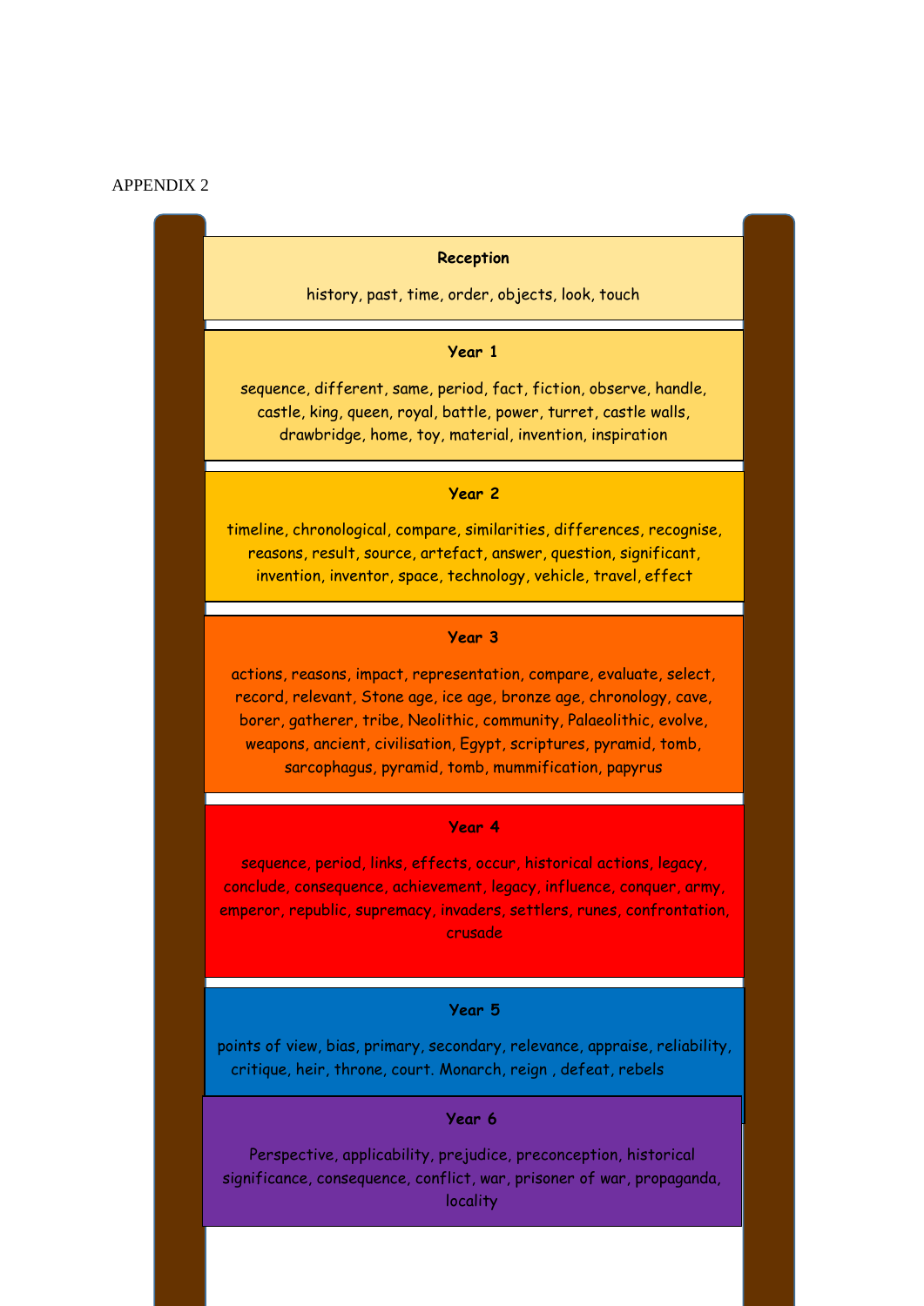APPENDIX 2

**Reception**

history, past, time, order, objects, look, touch

**Year 1**

sequence, different, same, period, fact, fiction, observe, handle, castle, king, queen, royal, battle, power, turret, castle walls, drawbridge, home, toy, material, invention, inspiration

**Year 2**

timeline, chronological, compare, similarities, differences, recognise, reasons, result, source, artefact, answer, question, significant, invention, inventor, space, technology, vehicle, travel, effect

**Year 3**

actions, reasons, impact, representation, compare, evaluate, select, record, relevant, Stone age, ice age, bronze age, chronology, cave, borer, gatherer, tribe, Neolithic, community, Palaeolithic, evolve, weapons, ancient, civilisation, Egypt, scriptures, pyramid, tomb, sarcophagus, pyramid, tomb, mummification, papyrus

**Year 4**

sequence, period, links, effects, occur, historical actions, legacy, conclude, consequence, achievement, legacy, influence, conquer, army, emperor, republic, supremacy, invaders, settlers, runes, confrontation, crusade

**Year 5**

points of view, bias, primary, secondary, relevance, appraise, reliability, critique, heir, throne, court. Monarch, reign , defeat, rebels

**Year 6**

Perspective, applicability, prejudice, preconception, historical significance, consequence, conflict, war, prisoner of war, propaganda, locality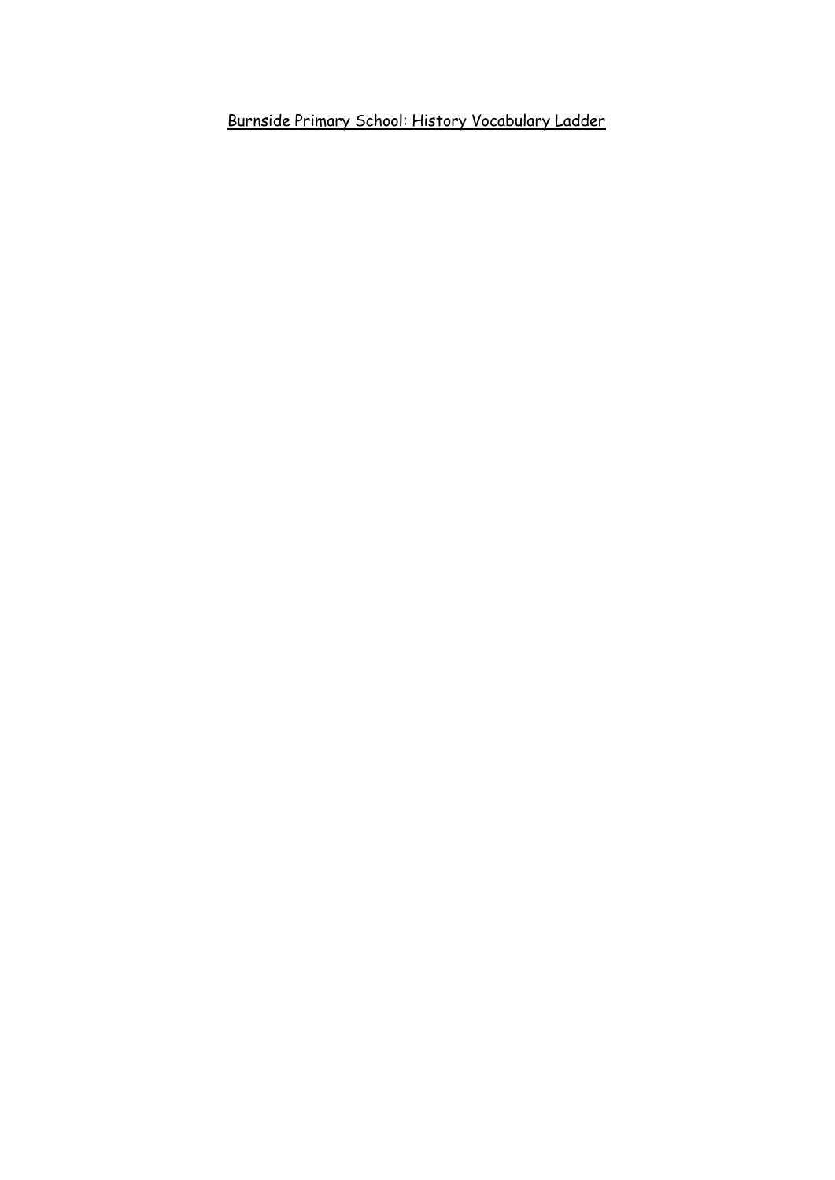Burnside Primary School: History Vocabulary Ladder